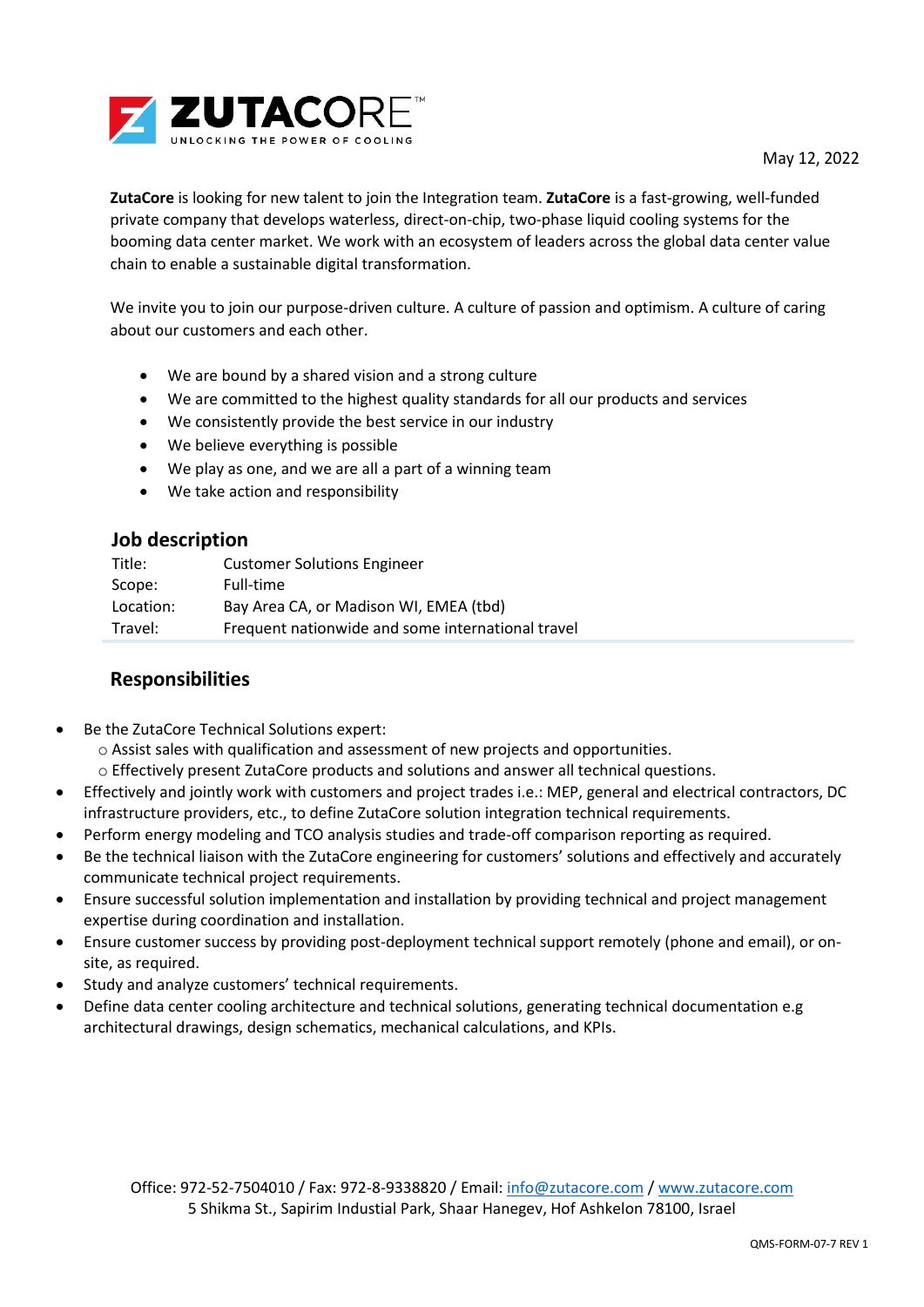May 12, 2022

**ZutaCore** is looking for new talent to join the Integration team. **ZutaCore** is a fast-growing, well-funded private company that develops waterless, direct-on-chip, two-phase liquid cooling systems for the booming data center market. We work with an ecosystem of leaders across the global data center value chain to enable a sustainable digital transformation.

We invite you to join our purpose-driven culture. A culture of passion and optimism. A culture of caring about our customers and each other.

- We are bound by a shared vision and a strong culture
- We are committed to the highest quality standards for all our products and services
- We consistently provide the best service in our industry
- We believe everything is possible
- We play as one, and we are all a part of a winning team
- We take action and responsibility

## Job description

| | |
|---|---|
| Title: | Customer Solutions Engineer |
| Scope: | Full-time |
| Location: | Bay Area CA, or Madison WI, EMEA (tbd) |
| Travel: | Frequent nationwide and some international travel |

## Responsibilities

- Be the ZutaCore Technical Solutions expert:
  - Assist sales with qualification and assessment of new projects and opportunities.
  - Effectively present ZutaCore products and solutions and answer all technical questions.
- Effectively and jointly work with customers and project trades i.e.: MEP, general and electrical contractors, DC infrastructure providers, etc., to define ZutaCore solution integration technical requirements.
- Perform energy modeling and TCO analysis studies and trade-off comparison reporting as required.
- Be the technical liaison with the ZutaCore engineering for customers' solutions and effectively and accurately communicate technical project requirements.
- Ensure successful solution implementation and installation by providing technical and project management expertise during coordination and installation.
- Ensure customer success by providing post-deployment technical support remotely (phone and email), or on-site, as required.
- Study and analyze customers' technical requirements.
- Define data center cooling architecture and technical solutions, generating technical documentation e.g architectural drawings, design schematics, mechanical calculations, and KPIs.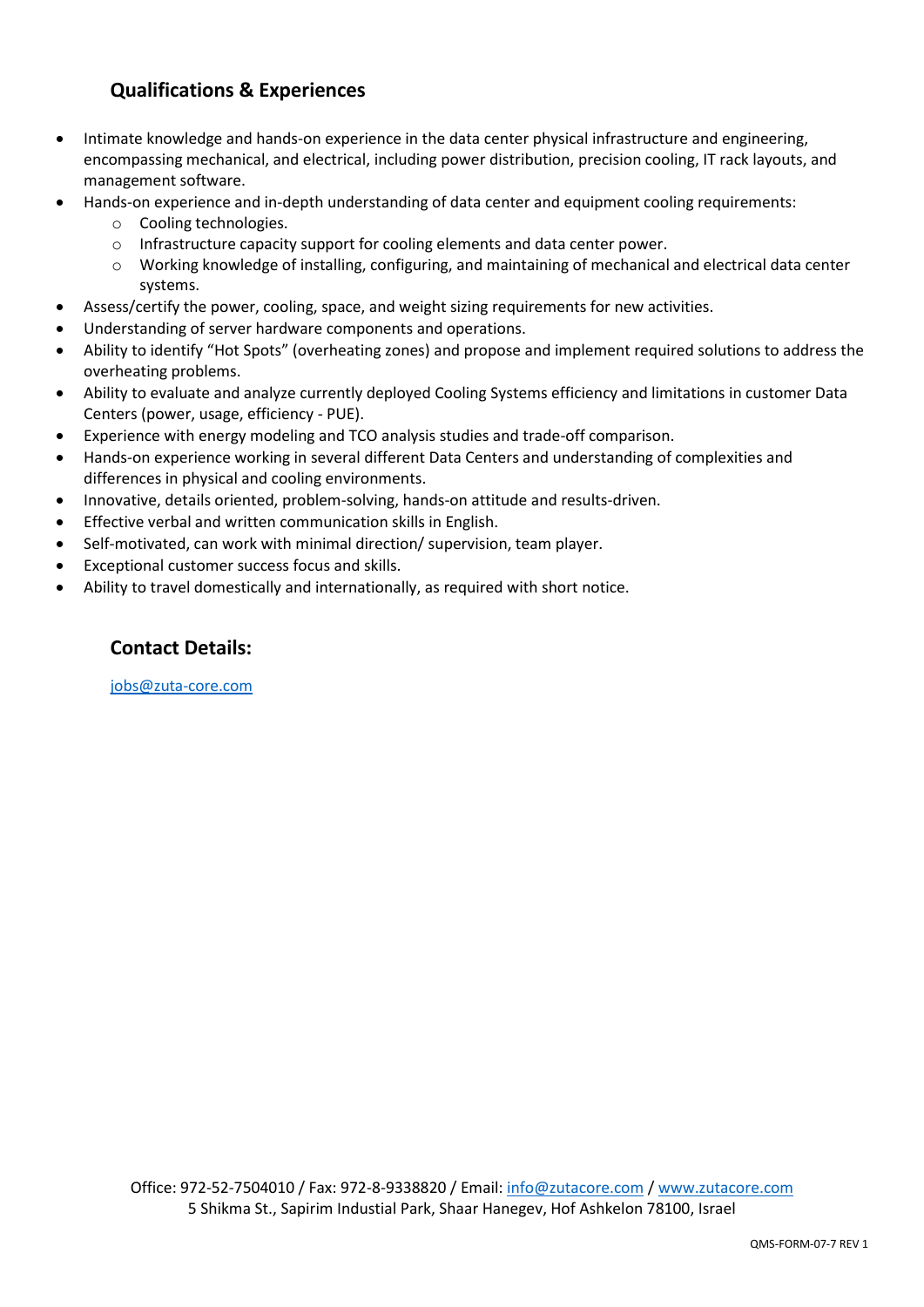## Qualifications & Experiences

- Intimate knowledge and hands-on experience in the data center physical infrastructure and engineering, encompassing mechanical, and electrical, including power distribution, precision cooling, IT rack layouts, and management software.
- Hands-on experience and in-depth understanding of data center and equipment cooling requirements:
    - Cooling technologies.
    - Infrastructure capacity support for cooling elements and data center power.
    - Working knowledge of installing, configuring, and maintaining of mechanical and electrical data center systems.
- Assess/certify the power, cooling, space, and weight sizing requirements for new activities.
- Understanding of server hardware components and operations.
- Ability to identify "Hot Spots" (overheating zones) and propose and implement required solutions to address the overheating problems.
- Ability to evaluate and analyze currently deployed Cooling Systems efficiency and limitations in customer Data Centers (power, usage, efficiency - PUE).
- Experience with energy modeling and TCO analysis studies and trade-off comparison.
- Hands-on experience working in several different Data Centers and understanding of complexities and differences in physical and cooling environments.
- Innovative, details oriented, problem-solving, hands-on attitude and results-driven.
- Effective verbal and written communication skills in English.
- Self-motivated, can work with minimal direction/ supervision, team player.
- Exceptional customer success focus and skills.
- Ability to travel domestically and internationally, as required with short notice.

## Contact Details:

jobs@zuta-core.com

Office: 972-52-7504010 / Fax: 972-8-9338820 / Email: info@zutacore.com / www.zutacore.com
5 Shikma St., Sapirim Industial Park, Shaar Hanegev, Hof Ashkelon 78100, Israel

QMS-FORM-07-7 REV 1